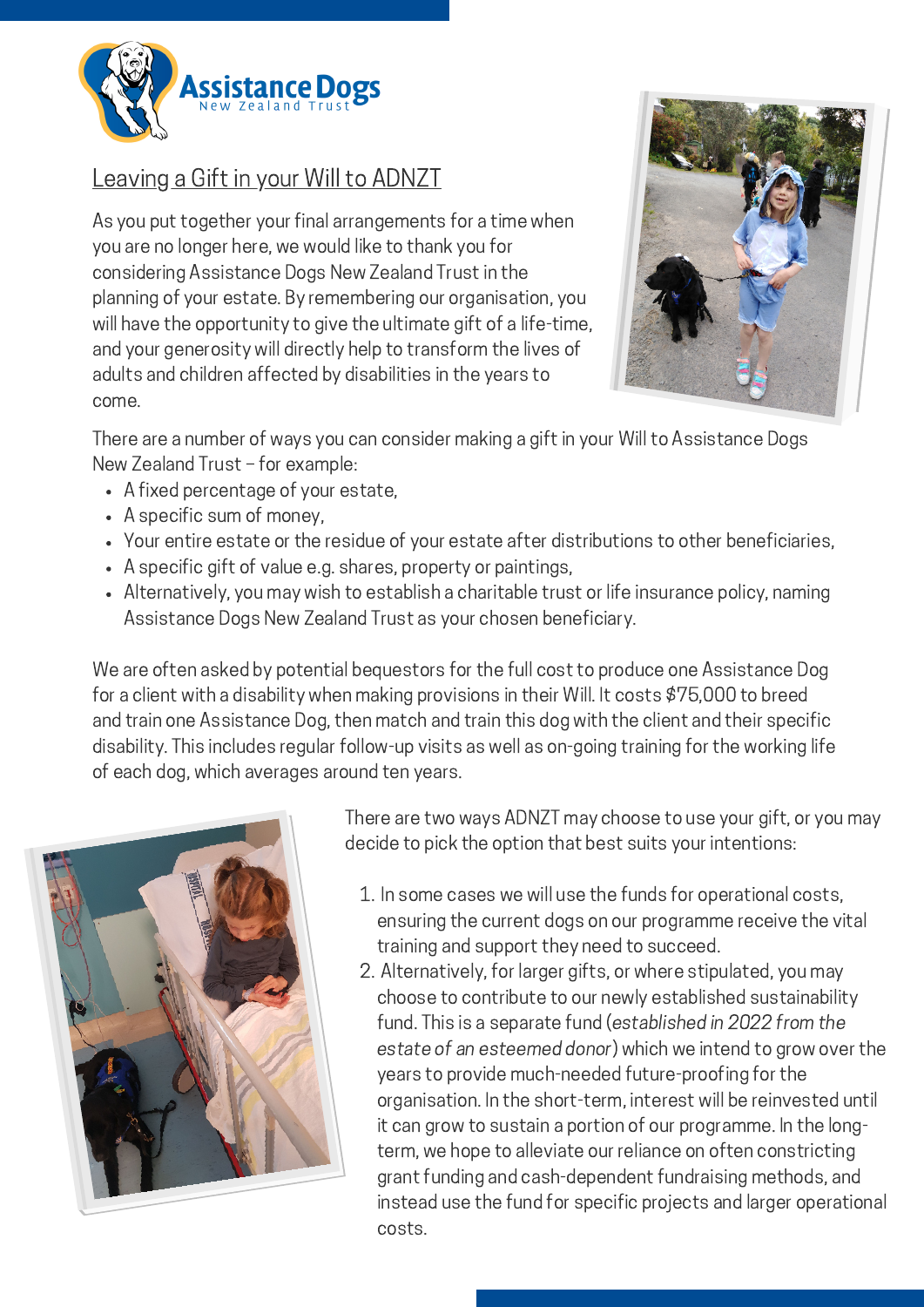Assistance Dogs
New Zealand Trust

## Leaving a Gift in your Will to ADNZT

As you put together your final arrangements for a time when you are no longer here, we would like to thank you for considering Assistance Dogs New Zealand Trust in the planning of your estate. By remembering our organisation, you will have the opportunity to give the ultimate gift of a life-time, and your generosity will directly help to transform the lives of adults and children affected by disabilities in the years to come.

There are a number of ways you can consider making a gift in your Will to Assistance Dogs New Zealand Trust – for example:

- A fixed percentage of your estate,
- A specific sum of money,
- Your entire estate or the residue of your estate after distributions to other beneficiaries,
- A specific gift of value e.g. shares, property or paintings,
- Alternatively, you may wish to establish a charitable trust or life insurance policy, naming Assistance Dogs New Zealand Trust as your chosen beneficiary.

We are often asked by potential bequestors for the full cost to produce one Assistance Dog for a client with a disability when making provisions in their Will. It costs $75,000 to breed and train one Assistance Dog, then match and train this dog with the client and their specific disability. This includes regular follow-up visits as well as on-going training for the working life of each dog, which averages around ten years.

There are two ways ADNZT may choose to use your gift, or you may decide to pick the option that best suits your intentions:

1. In some cases we will use the funds for operational costs, ensuring the current dogs on our programme receive the vital training and support they need to succeed.
2. Alternatively, for larger gifts, or where stipulated, you may choose to contribute to our newly established sustainability fund. This is a separate fund (*established in 2022 from the estate of an esteemed donor*) which we intend to grow over the years to provide much-needed future-proofing for the organisation. In the short-term, interest will be reinvested until it can grow to sustain a portion of our programme. In the long-term, we hope to alleviate our reliance on often constricting grant funding and cash-dependent fundraising methods, and instead use the fund for specific projects and larger operational costs.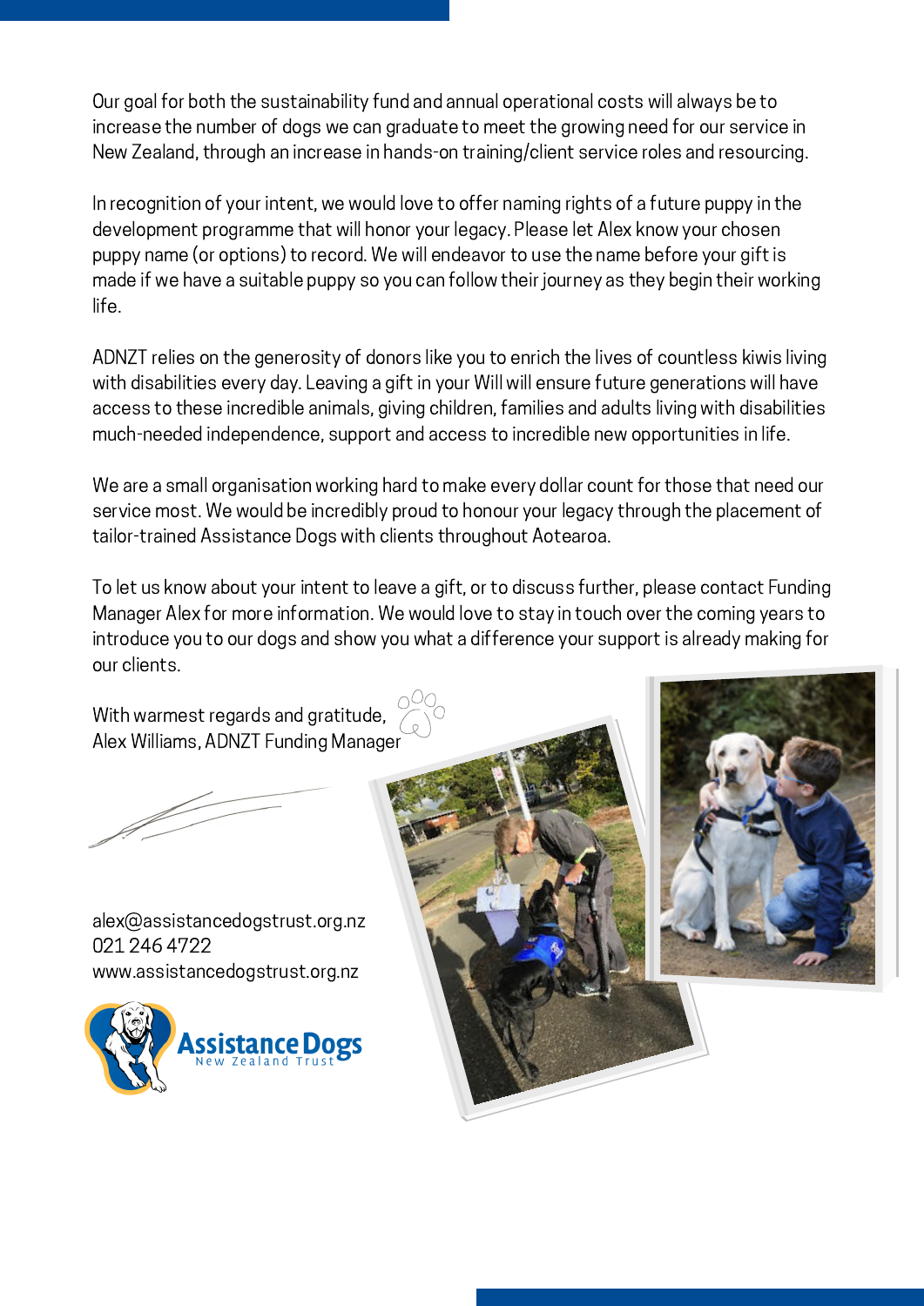Our goal for both the sustainability fund and annual operational costs will always be to increase the number of dogs we can graduate to meet the growing need for our service in New Zealand, through an increase in hands-on training/client service roles and resourcing.

In recognition of your intent, we would love to offer naming rights of a future puppy in the development programme that will honor your legacy. Please let Alex know your chosen puppy name (or options) to record. We will endeavor to use the name before your gift is made if we have a suitable puppy so you can follow their journey as they begin their working life.

ADNZT relies on the generosity of donors like you to enrich the lives of countless kiwis living with disabilities every day. Leaving a gift in your Will will ensure future generations will have access to these incredible animals, giving children, families and adults living with disabilities much-needed independence, support and access to incredible new opportunities in life.

We are a small organisation working hard to make every dollar count for those that need our service most. We would be incredibly proud to honour your legacy through the placement of tailor-trained Assistance Dogs with clients throughout Aotearoa.

To let us know about your intent to leave a gift, or to discuss further, please contact Funding Manager Alex for more information. We would love to stay in touch over the coming years to introduce you to our dogs and show you what a difference your support is already making for our clients.

With warmest regards and gratitude,
Alex Williams, ADNZT Funding Manager

alex@assistancedogstrust.org.nz
021 246 4722
www.assistancedogstrust.org.nz

Assistance Dogs New Zealand Trust